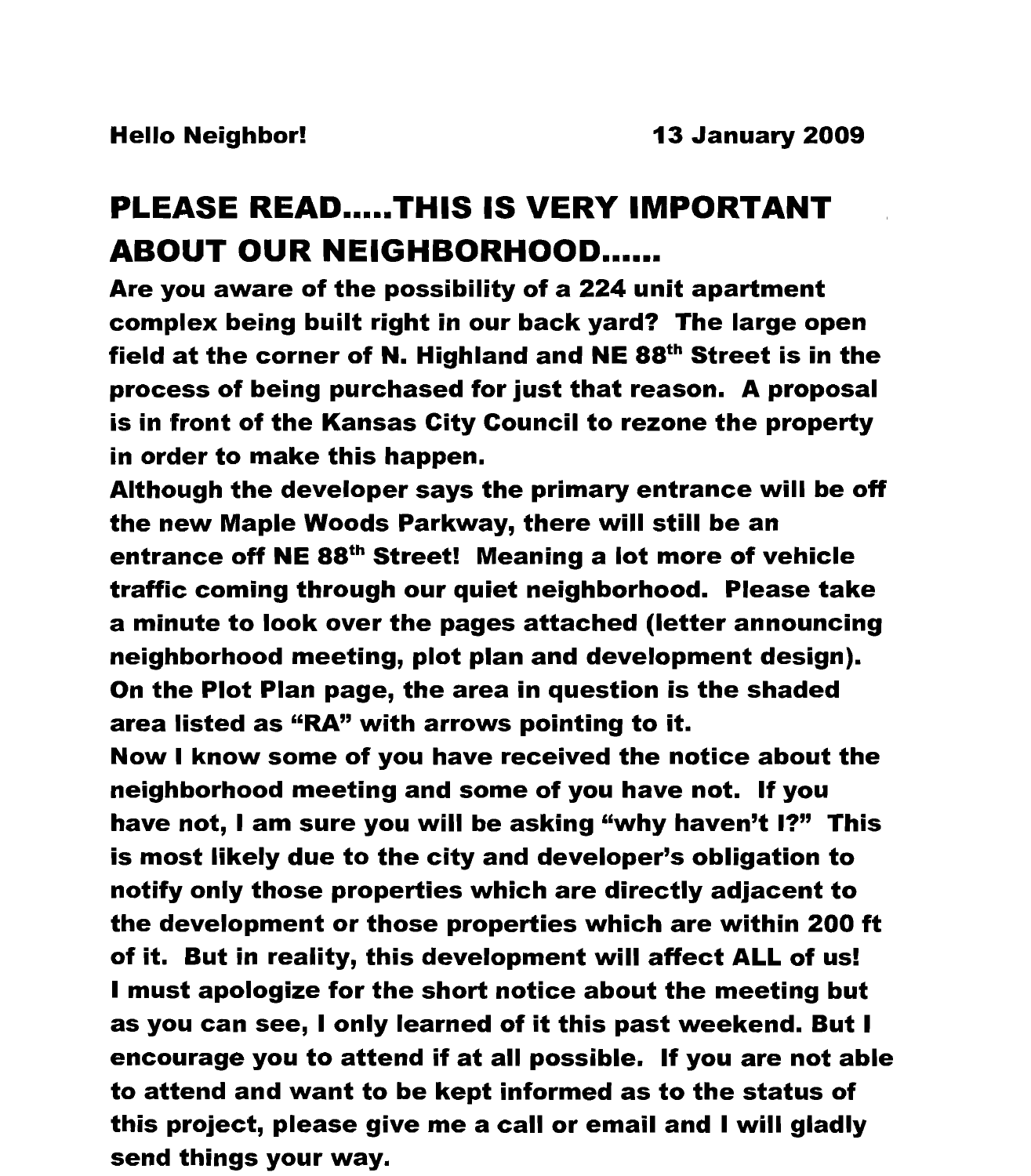**Hello Neighbor!** **13 January 2009**

## PLEASE READ.....THIS IS VERY IMPORTANT ABOUT OUR NEIGHBORHOOD......

**Are you aware of the possibility of a 224 unit apartment complex being built right in our back yard? The large open field at the corner of N. Highland and NE 88th Street is in the process of being purchased for just that reason. A proposal is in front of the Kansas City Council to rezone the property in order to make this happen.**

**Although the developer says the primary entrance will be off the new Maple Woods Parkway, there will still be an entrance off NE 88th Street! Meaning a lot more of vehicle traffic coming through our quiet neighborhood. Please take a minute to look over the pages attached (letter announcing neighborhood meeting, plot plan and development design). On the Plot Plan page, the area in question is the shaded area listed as "RA" with arrows pointing to it.**

**Now I know some of you have received the notice about the neighborhood meeting and some of you have not. If you have not, I am sure you will be asking "why haven't I?" This is most likely due to the city and developer's obligation to notify only those properties which are directly adjacent to the development or those properties which are within 200 ft of it. But in reality, this development will affect ALL of us!**

**I must apologize for the short notice about the meeting but as you can see, I only learned of it this past weekend. But I encourage you to attend if at all possible. If you are not able to attend and want to be kept informed as to the status of this project, please give me a call or email and I will gladly send things your way.**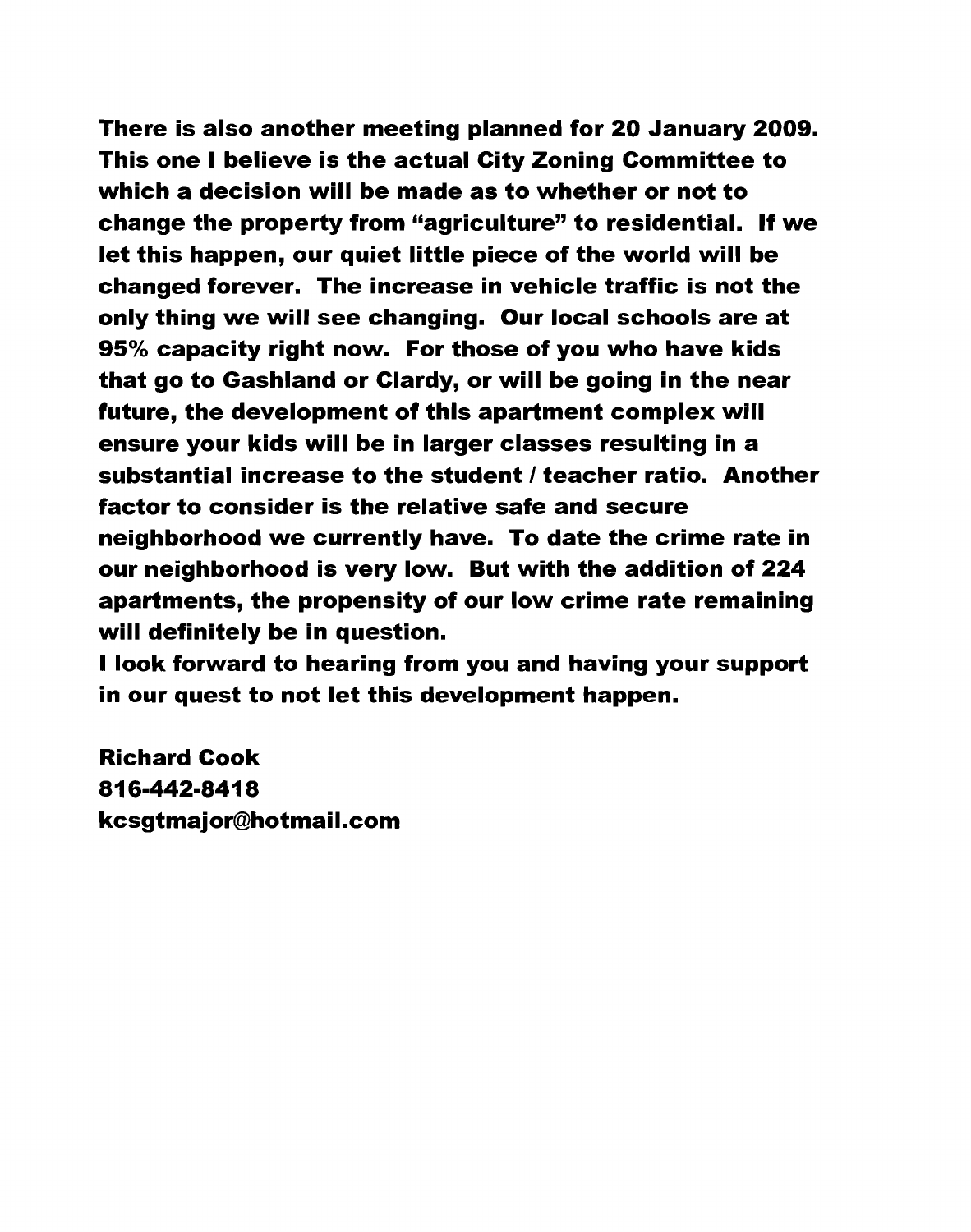**There is also another meeting planned for 20 January 2009. This one I believe is the actual City Zoning Committee to which a decision will be made as to whether or not to change the property from "agriculture" to residential. If we let this happen, our quiet little piece of the world will be changed forever. The increase in vehicle traffic is not the only thing we will see changing. Our local schools are at 95% capacity right now. For those of you who have kids that go to Gashland or Clardy, or will be going in the near future, the development of this apartment complex will ensure your kids will be in larger classes resulting in a substantial increase to the student / teacher ratio. Another factor to consider is the relative safe and secure neighborhood we currently have. To date the crime rate in our neighborhood is very low. But with the addition of 224 apartments, the propensity of our low crime rate remaining will definitely be in question.**

**I look forward to hearing from you and having your support in our quest to not let this development happen.**

**Richard Cook**
**816-442-8418**
**kcsgtmajor@hotmail.com**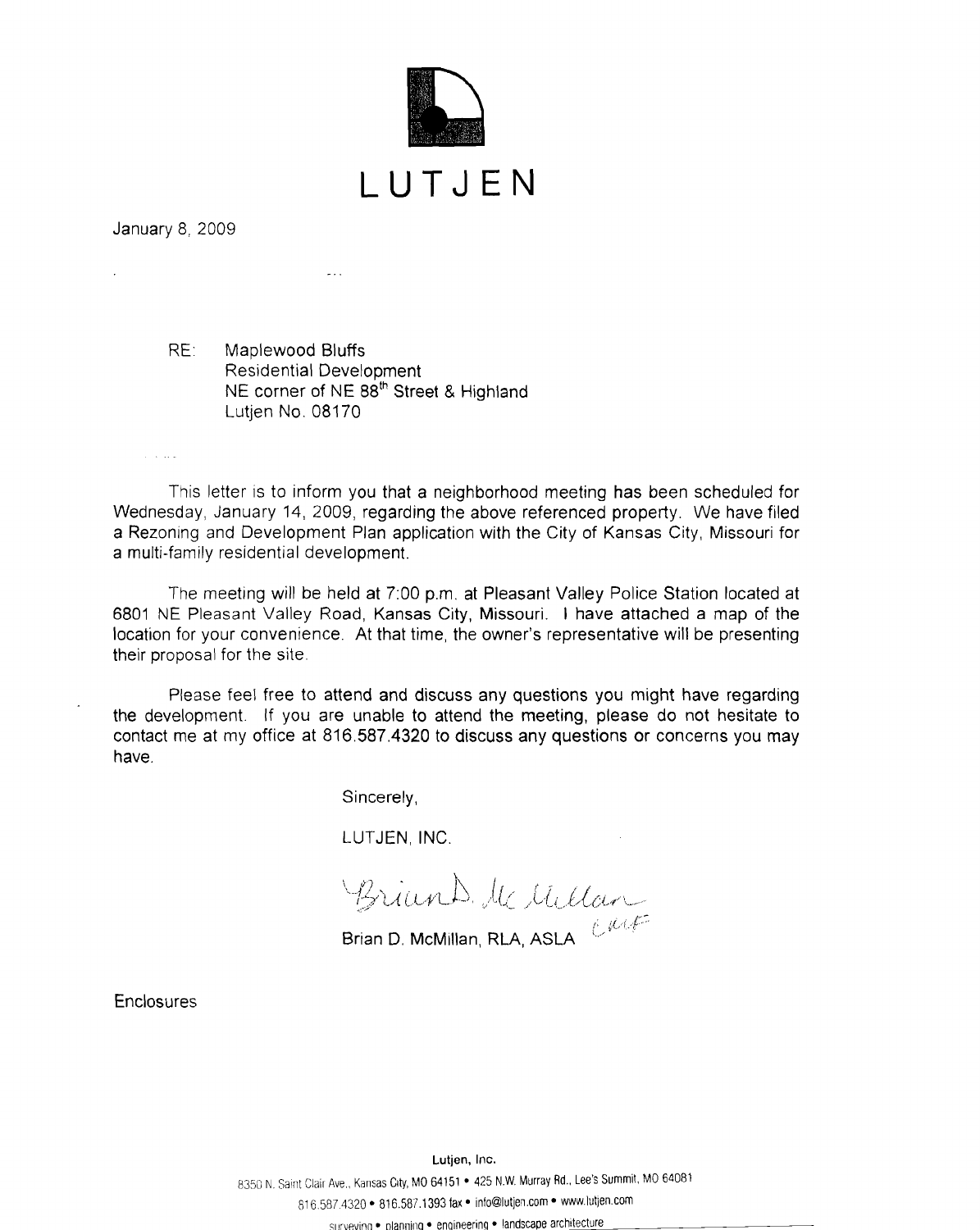# LUTJEN

January 8, 2009

RE: Maplewood Bluffs
Residential Development
NE corner of NE 88th Street & Highland
Lutjen No. 08170

This letter is to inform you that a neighborhood meeting has been scheduled for Wednesday, January 14, 2009, regarding the above referenced property. We have filed a Rezoning and Development Plan application with the City of Kansas City, Missouri for a multi-family residential development.

The meeting will be held at 7:00 p.m. at Pleasant Valley Police Station located at 6801 NE Pleasant Valley Road, Kansas City, Missouri. I have attached a map of the location for your convenience. At that time, the owner's representative will be presenting their proposal for the site.

Please feel free to attend and discuss any questions you might have regarding the development. If you are unable to attend the meeting, please do not hesitate to contact me at my office at 816.587.4320 to discuss any questions or concerns you may have.

Sincerely,

LUTJEN, INC.

Brian D. McMillan

Brian D. McMillan, RLA, ASLA

Enclosures

**Lutjen, Inc.**
8350 N. Saint Clair Ave., Kansas City, MO 64151 • 425 N.W. Murray Rd., Lee's Summit, MO 64081
816.587.4320 • 816.587.1393 fax • info@lutjen.com • www.lutjen.com
surveying • planning • engineering • landscape architecture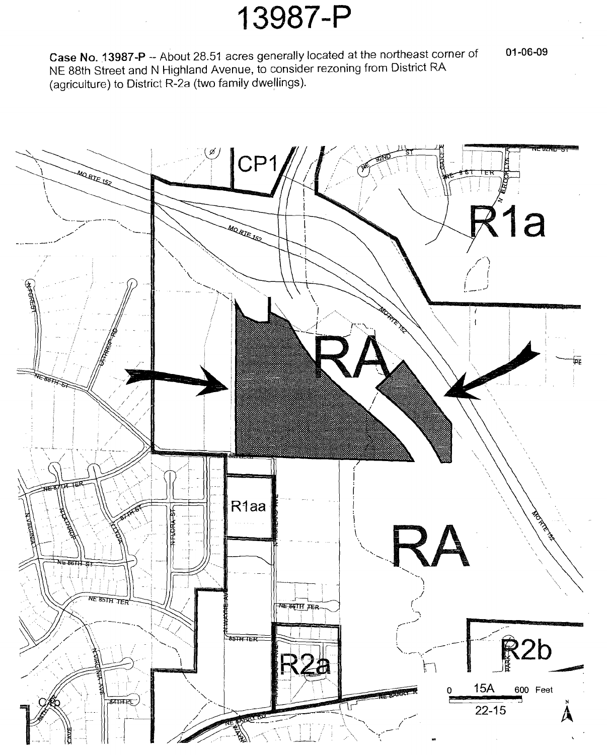# 13987-P

**Case No. 13987-P** -- About 28.51 acres generally located at the northeast corner of NE 88th Street and N Highland Avenue, to consider rezoning from District RA (agriculture) to District R-2a (two family dwellings).

01-06-09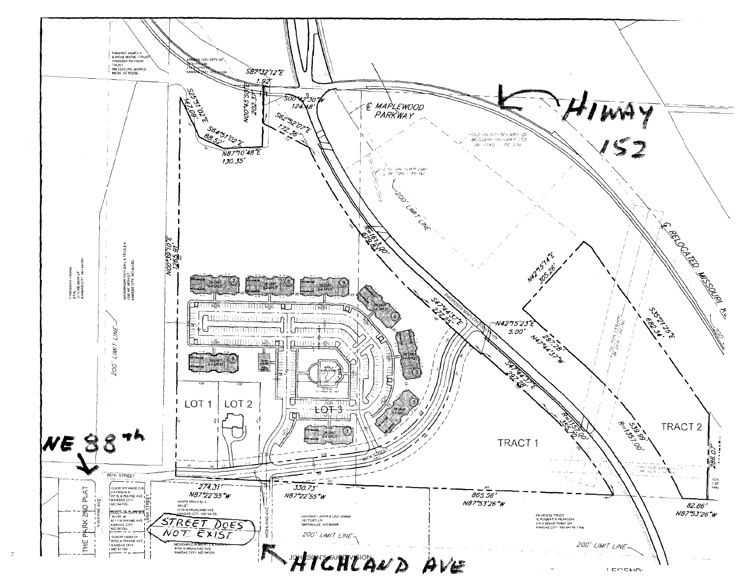HIWAY 152

S87°32'12"E
1.92'

S00°12'30"W
124.48'

N00°45'50"E
202.37'

S25°51'02"E
147.09'

S64°51'02"E
88.52'

N87°10'48"E
130.35'

S62°52'07"E
172.36'

℄ MAPLEWOOD PARKWAY

200' LIMIT LINE

R=1613.00'
629.82'

N00°39'10"E
1265.91'

PROPOSED MAPLEWOODS PKWY

S47°44'37"E
271.25'

N42°15'23"E
5.00'

297.28'
N47°44'37"W

S47°44'37"E
297.28'

N42°15'14"E
305.26'

S35°21'25"E
682.34'

℄ RELOCATED MISSOURI

R=1157.00'
355.70'

539.99
R=1357.00'

200' LIMIT LINE

LOT 1

LOT 2

LOT 3

TRACT 1

TRACT 2

286.07'

NE 88th

88TH STREET

274.31'
N87°22'55"W

330.73'
N87°22'55"W

865.56'
N87°53'26"W

82.86'
N87°53'26"W

THE PARK 2ND PLAT

N WAYNE AVE

LENA STREET

STREET DOES NOT EXIST

HIGHLAND AVE

200' LIMIT LINE

200' LIMIT LINE

JOHNSON'S SUBDIVISION

HIGHLAND AVE